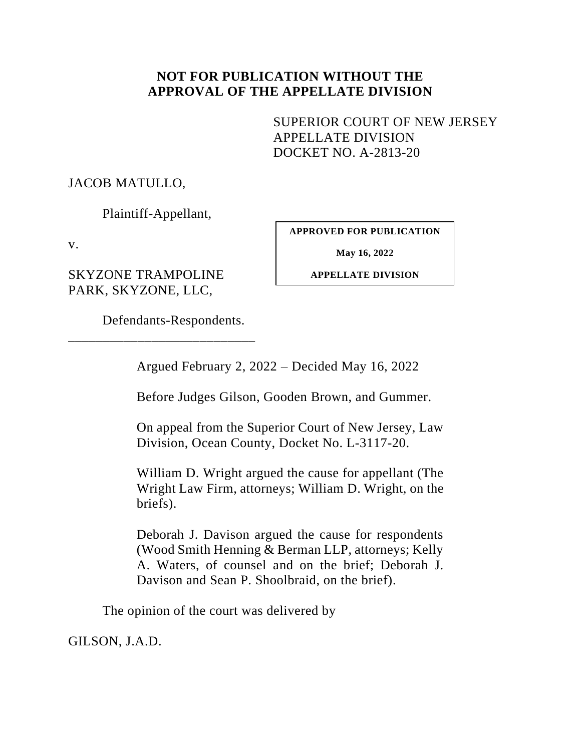**NOT FOR PUBLICATION WITHOUT THE APPROVAL OF THE APPELLATE DIVISION**

SUPERIOR COURT OF NEW JERSEY
APPELLATE DIVISION
DOCKET NO. A-2813-20

JACOB MATULLO,

Plaintiff-Appellant,

v.

SKYZONE TRAMPOLINE PARK, SKYZONE, LLC,

Defendants-Respondents.

---

**APPROVED FOR PUBLICATION**

**May 16, 2022**

**APPELLATE DIVISION**

Argued February 2, 2022 – Decided May 16, 2022

Before Judges Gilson, Gooden Brown, and Gummer.

On appeal from the Superior Court of New Jersey, Law Division, Ocean County, Docket No. L-3117-20.

William D. Wright argued the cause for appellant (The Wright Law Firm, attorneys; William D. Wright, on the briefs).

Deborah J. Davison argued the cause for respondents (Wood Smith Henning & Berman LLP, attorneys; Kelly A. Waters, of counsel and on the brief; Deborah J. Davison and Sean P. Shoolbraid, on the brief).

The opinion of the court was delivered by

GILSON, J.A.D.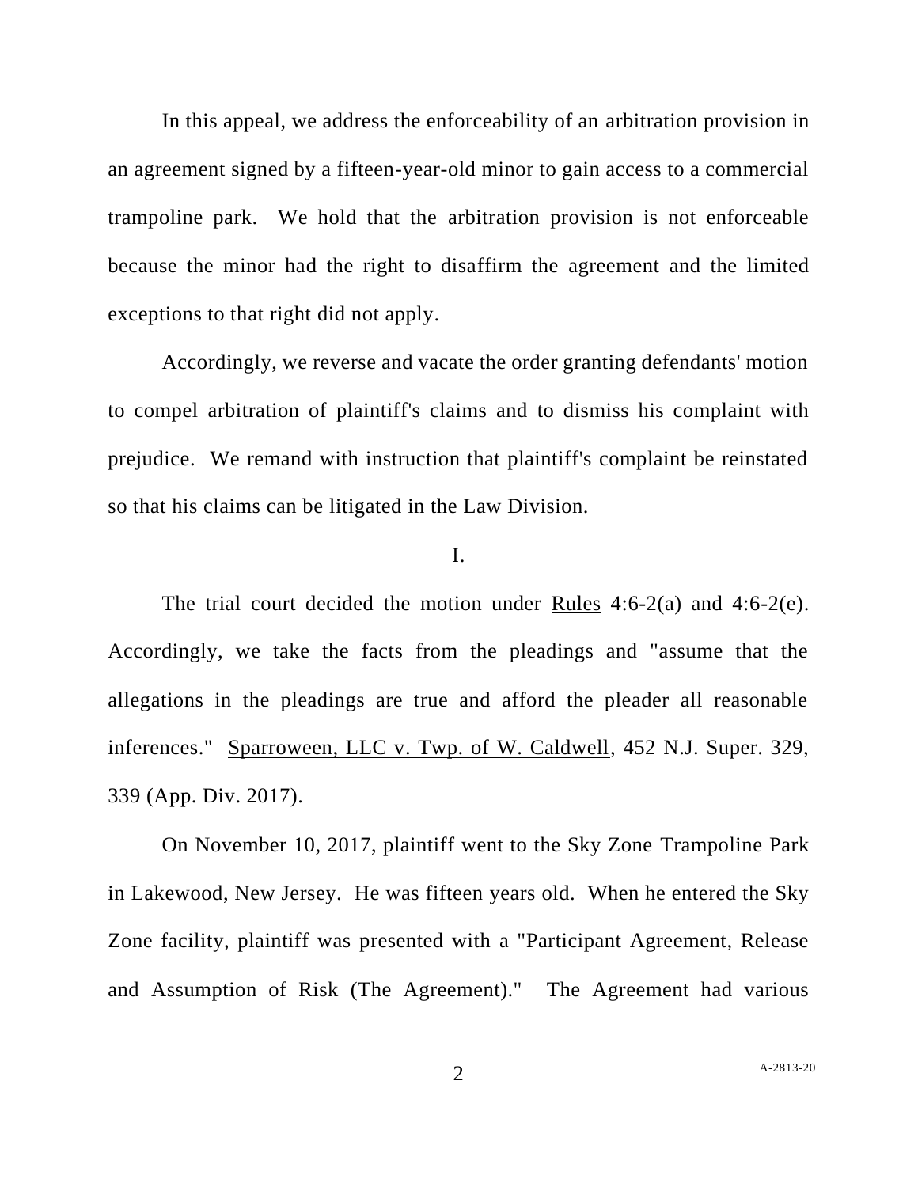In this appeal, we address the enforceability of an arbitration provision in an agreement signed by a fifteen-year-old minor to gain access to a commercial trampoline park. We hold that the arbitration provision is not enforceable because the minor had the right to disaffirm the agreement and the limited exceptions to that right did not apply.

Accordingly, we reverse and vacate the order granting defendants' motion to compel arbitration of plaintiff's claims and to dismiss his complaint with prejudice. We remand with instruction that plaintiff's complaint be reinstated so that his claims can be litigated in the Law Division.

## I.

The trial court decided the motion under Rules 4:6-2(a) and 4:6-2(e). Accordingly, we take the facts from the pleadings and "assume that the allegations in the pleadings are true and afford the pleader all reasonable inferences." Sparroween, LLC v. Twp. of W. Caldwell, 452 N.J. Super. 329, 339 (App. Div. 2017).

On November 10, 2017, plaintiff went to the Sky Zone Trampoline Park in Lakewood, New Jersey. He was fifteen years old. When he entered the Sky Zone facility, plaintiff was presented with a "Participant Agreement, Release and Assumption of Risk (The Agreement)." The Agreement had various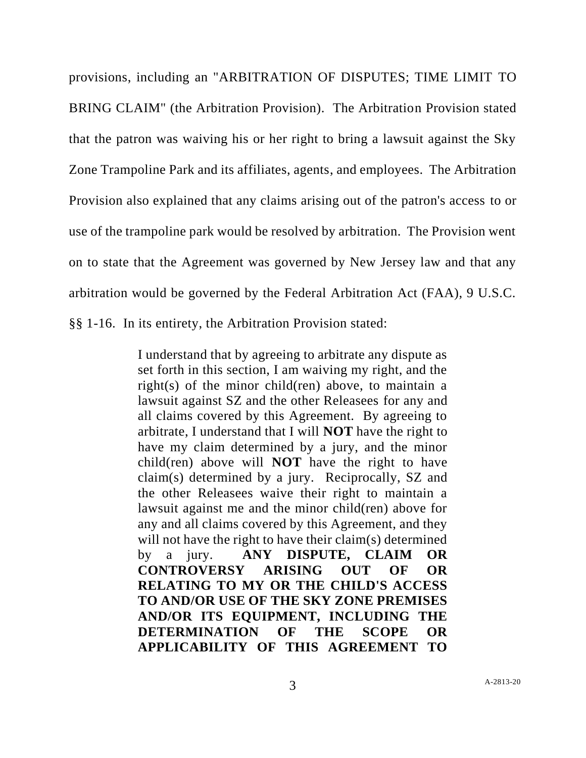provisions, including an "ARBITRATION OF DISPUTES; TIME LIMIT TO BRING CLAIM" (the Arbitration Provision). The Arbitration Provision stated that the patron was waiving his or her right to bring a lawsuit against the Sky Zone Trampoline Park and its affiliates, agents, and employees. The Arbitration Provision also explained that any claims arising out of the patron's access to or use of the trampoline park would be resolved by arbitration. The Provision went on to state that the Agreement was governed by New Jersey law and that any arbitration would be governed by the Federal Arbitration Act (FAA), 9 U.S.C. §§ 1-16. In its entirety, the Arbitration Provision stated:

> I understand that by agreeing to arbitrate any dispute as set forth in this section, I am waiving my right, and the right(s) of the minor child(ren) above, to maintain a lawsuit against SZ and the other Releasees for any and all claims covered by this Agreement. By agreeing to arbitrate, I understand that I will **NOT** have the right to have my claim determined by a jury, and the minor child(ren) above will **NOT** have the right to have claim(s) determined by a jury. Reciprocally, SZ and the other Releasees waive their right to maintain a lawsuit against me and the minor child(ren) above for any and all claims covered by this Agreement, and they will not have the right to have their claim(s) determined by a jury. **ANY DISPUTE, CLAIM OR CONTROVERSY ARISING OUT OF OR RELATING TO MY OR THE CHILD'S ACCESS TO AND/OR USE OF THE SKY ZONE PREMISES AND/OR ITS EQUIPMENT, INCLUDING THE DETERMINATION OF THE SCOPE OR APPLICABILITY OF THIS AGREEMENT TO**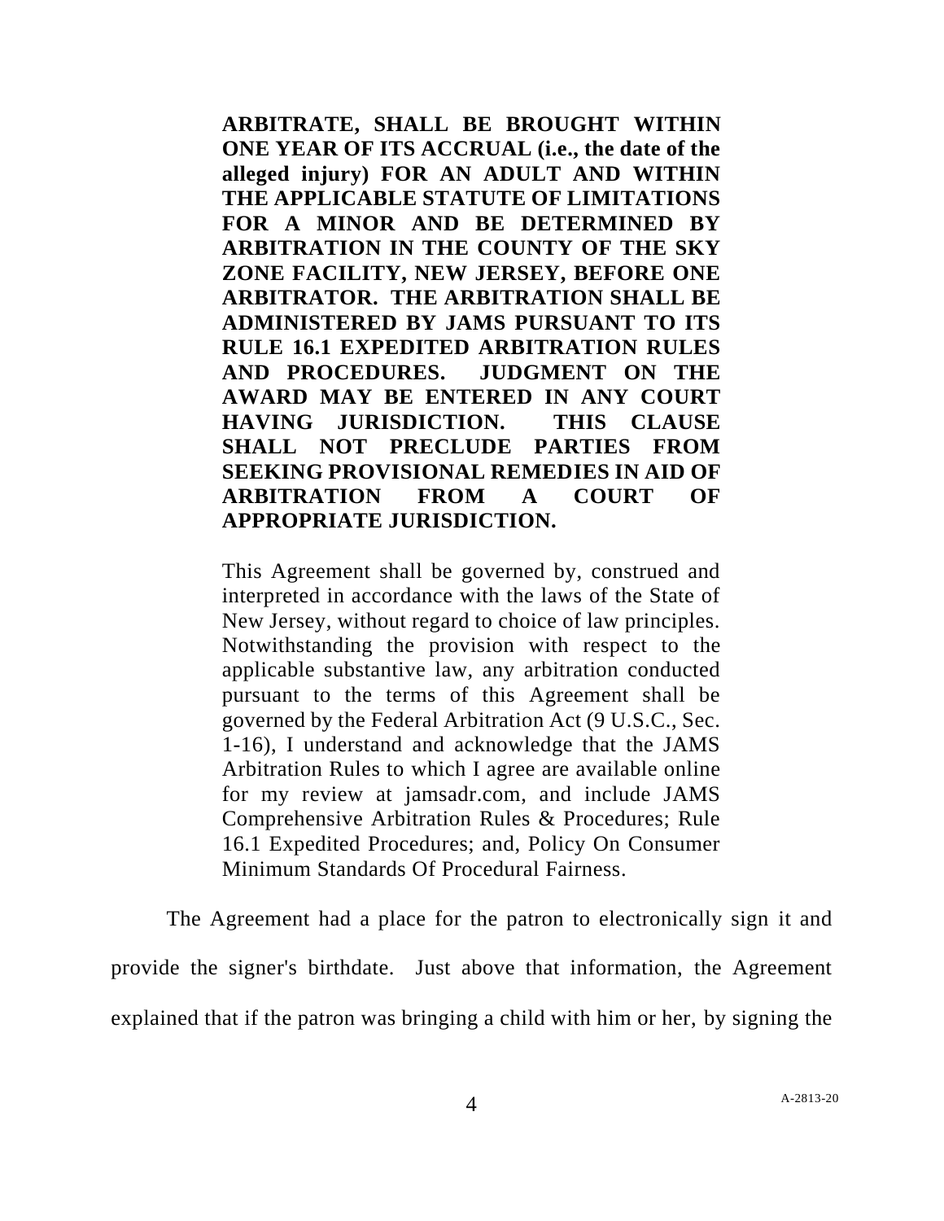**ARBITRATE, SHALL BE BROUGHT WITHIN ONE YEAR OF ITS ACCRUAL (i.e., the date of the alleged injury) FOR AN ADULT AND WITHIN THE APPLICABLE STATUTE OF LIMITATIONS FOR A MINOR AND BE DETERMINED BY ARBITRATION IN THE COUNTY OF THE SKY ZONE FACILITY, NEW JERSEY, BEFORE ONE ARBITRATOR. THE ARBITRATION SHALL BE ADMINISTERED BY JAMS PURSUANT TO ITS RULE 16.1 EXPEDITED ARBITRATION RULES AND PROCEDURES. JUDGMENT ON THE AWARD MAY BE ENTERED IN ANY COURT HAVING JURISDICTION. THIS CLAUSE SHALL NOT PRECLUDE PARTIES FROM SEEKING PROVISIONAL REMEDIES IN AID OF ARBITRATION FROM A COURT OF APPROPRIATE JURISDICTION.**

> This Agreement shall be governed by, construed and interpreted in accordance with the laws of the State of New Jersey, without regard to choice of law principles. Notwithstanding the provision with respect to the applicable substantive law, any arbitration conducted pursuant to the terms of this Agreement shall be governed by the Federal Arbitration Act (9 U.S.C., Sec. 1-16), I understand and acknowledge that the JAMS Arbitration Rules to which I agree are available online for my review at jamsadr.com, and include JAMS Comprehensive Arbitration Rules & Procedures; Rule 16.1 Expedited Procedures; and, Policy On Consumer Minimum Standards Of Procedural Fairness.

The Agreement had a place for the patron to electronically sign it and provide the signer's birthdate. Just above that information, the Agreement explained that if the patron was bringing a child with him or her, by signing the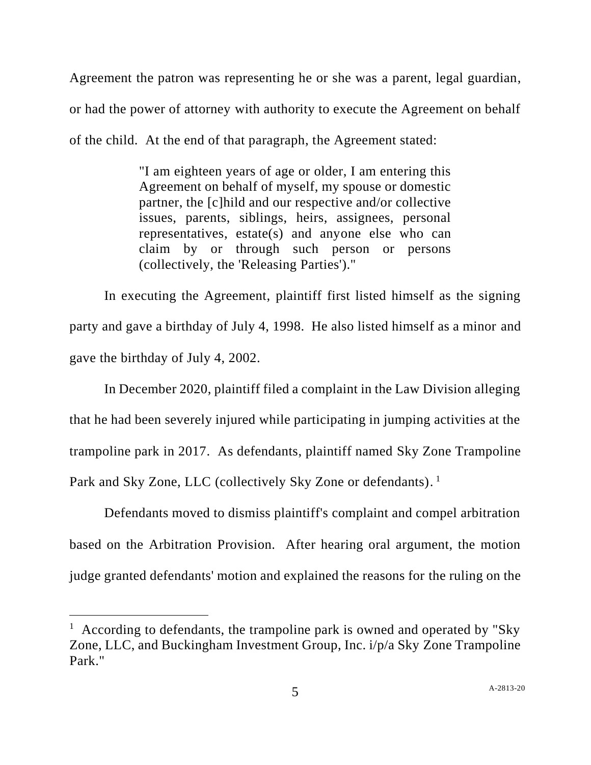Agreement the patron was representing he or she was a parent, legal guardian, or had the power of attorney with authority to execute the Agreement on behalf of the child. At the end of that paragraph, the Agreement stated:

> "I am eighteen years of age or older, I am entering this Agreement on behalf of myself, my spouse or domestic partner, the [c]hild and our respective and/or collective issues, parents, siblings, heirs, assignees, personal representatives, estate(s) and anyone else who can claim by or through such person or persons (collectively, the 'Releasing Parties')."

In executing the Agreement, plaintiff first listed himself as the signing party and gave a birthday of July 4, 1998. He also listed himself as a minor and gave the birthday of July 4, 2002.

In December 2020, plaintiff filed a complaint in the Law Division alleging that he had been severely injured while participating in jumping activities at the trampoline park in 2017. As defendants, plaintiff named Sky Zone Trampoline Park and Sky Zone, LLC (collectively Sky Zone or defendants).[1]

Defendants moved to dismiss plaintiff's complaint and compel arbitration based on the Arbitration Provision. After hearing oral argument, the motion judge granted defendants' motion and explained the reasons for the ruling on the

---

[1] According to defendants, the trampoline park is owned and operated by "Sky Zone, LLC, and Buckingham Investment Group, Inc. i/p/a Sky Zone Trampoline Park."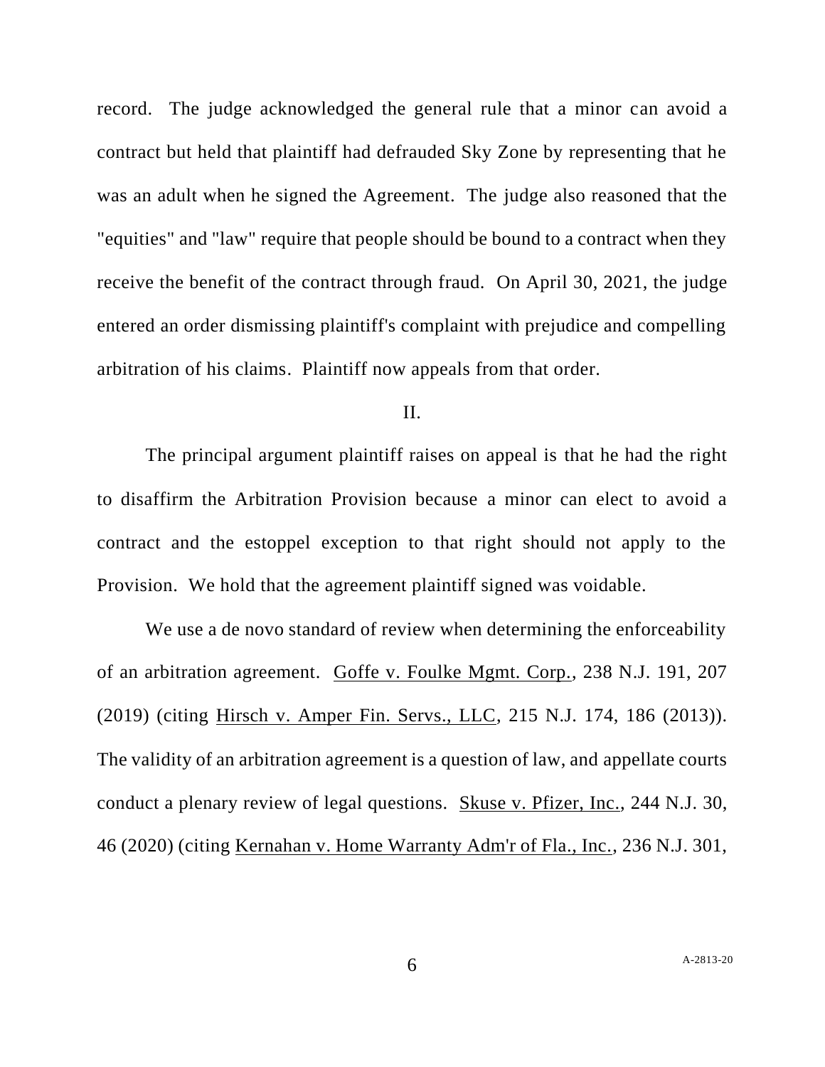record. The judge acknowledged the general rule that a minor can avoid a contract but held that plaintiff had defrauded Sky Zone by representing that he was an adult when he signed the Agreement. The judge also reasoned that the "equities" and "law" require that people should be bound to a contract when they receive the benefit of the contract through fraud. On April 30, 2021, the judge entered an order dismissing plaintiff's complaint with prejudice and compelling arbitration of his claims. Plaintiff now appeals from that order.

II.

The principal argument plaintiff raises on appeal is that he had the right to disaffirm the Arbitration Provision because a minor can elect to avoid a contract and the estoppel exception to that right should not apply to the Provision. We hold that the agreement plaintiff signed was voidable.

We use a de novo standard of review when determining the enforceability of an arbitration agreement. Goffe v. Foulke Mgmt. Corp., 238 N.J. 191, 207 (2019) (citing Hirsch v. Amper Fin. Servs., LLC, 215 N.J. 174, 186 (2013)). The validity of an arbitration agreement is a question of law, and appellate courts conduct a plenary review of legal questions. Skuse v. Pfizer, Inc., 244 N.J. 30, 46 (2020) (citing Kernahan v. Home Warranty Adm'r of Fla., Inc., 236 N.J. 301,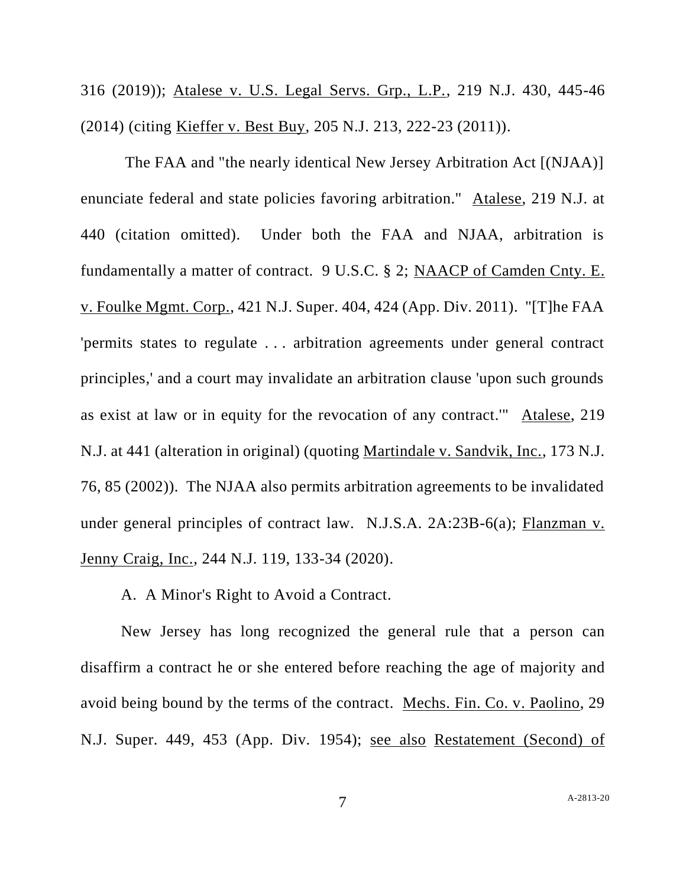316 (2019)); Atalese v. U.S. Legal Servs. Grp., L.P., 219 N.J. 430, 445-46 (2014) (citing Kieffer v. Best Buy, 205 N.J. 213, 222-23 (2011)).

The FAA and "the nearly identical New Jersey Arbitration Act [(NJAA)] enunciate federal and state policies favoring arbitration." Atalese, 219 N.J. at 440 (citation omitted). Under both the FAA and NJAA, arbitration is fundamentally a matter of contract. 9 U.S.C. § 2; NAACP of Camden Cnty. E. v. Foulke Mgmt. Corp., 421 N.J. Super. 404, 424 (App. Div. 2011). "[T]he FAA 'permits states to regulate . . . arbitration agreements under general contract principles,' and a court may invalidate an arbitration clause 'upon such grounds as exist at law or in equity for the revocation of any contract.'" Atalese, 219 N.J. at 441 (alteration in original) (quoting Martindale v. Sandvik, Inc., 173 N.J. 76, 85 (2002)). The NJAA also permits arbitration agreements to be invalidated under general principles of contract law. N.J.S.A. 2A:23B-6(a); Flanzman v. Jenny Craig, Inc., 244 N.J. 119, 133-34 (2020).

A. A Minor's Right to Avoid a Contract.

New Jersey has long recognized the general rule that a person can disaffirm a contract he or she entered before reaching the age of majority and avoid being bound by the terms of the contract. Mechs. Fin. Co. v. Paolino, 29 N.J. Super. 449, 453 (App. Div. 1954); see also Restatement (Second) of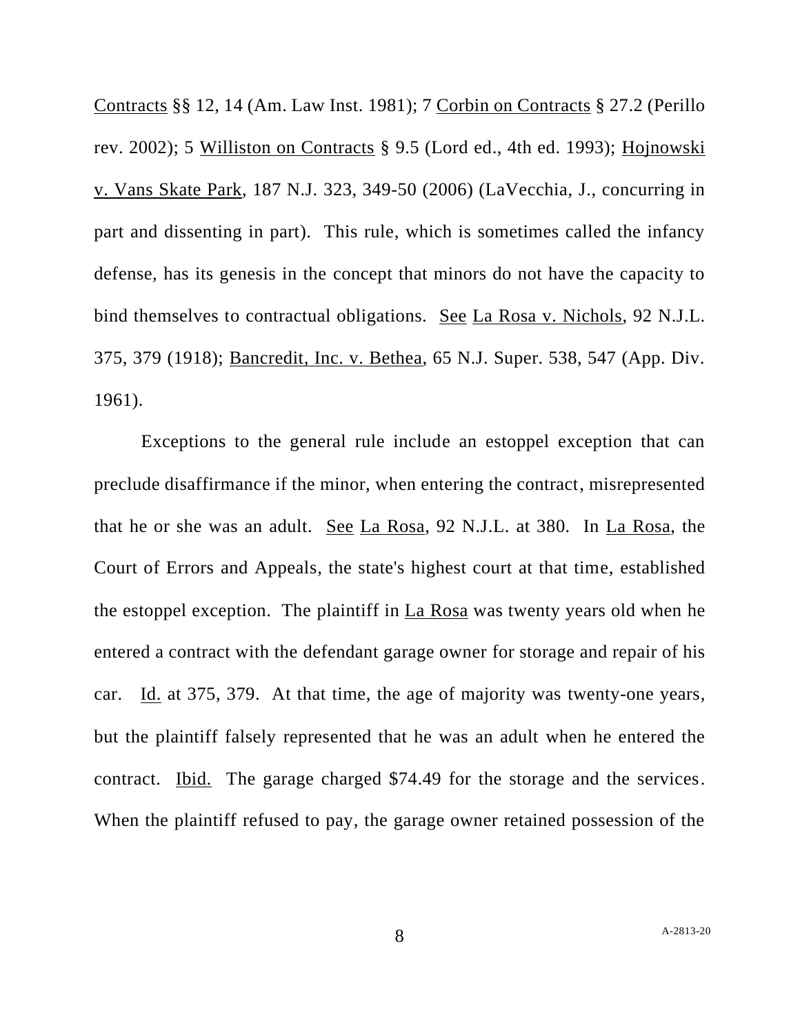Contracts §§ 12, 14 (Am. Law Inst. 1981); 7 Corbin on Contracts § 27.2 (Perillo rev. 2002); 5 Williston on Contracts § 9.5 (Lord ed., 4th ed. 1993); Hojnowski v. Vans Skate Park, 187 N.J. 323, 349-50 (2006) (LaVecchia, J., concurring in part and dissenting in part). This rule, which is sometimes called the infancy defense, has its genesis in the concept that minors do not have the capacity to bind themselves to contractual obligations. See La Rosa v. Nichols, 92 N.J.L. 375, 379 (1918); Bancredit, Inc. v. Bethea, 65 N.J. Super. 538, 547 (App. Div. 1961).

Exceptions to the general rule include an estoppel exception that can preclude disaffirmance if the minor, when entering the contract, misrepresented that he or she was an adult. See La Rosa, 92 N.J.L. at 380. In La Rosa, the Court of Errors and Appeals, the state's highest court at that time, established the estoppel exception. The plaintiff in La Rosa was twenty years old when he entered a contract with the defendant garage owner for storage and repair of his car. Id. at 375, 379. At that time, the age of majority was twenty-one years, but the plaintiff falsely represented that he was an adult when he entered the contract. Ibid. The garage charged $74.49 for the storage and the services. When the plaintiff refused to pay, the garage owner retained possession of the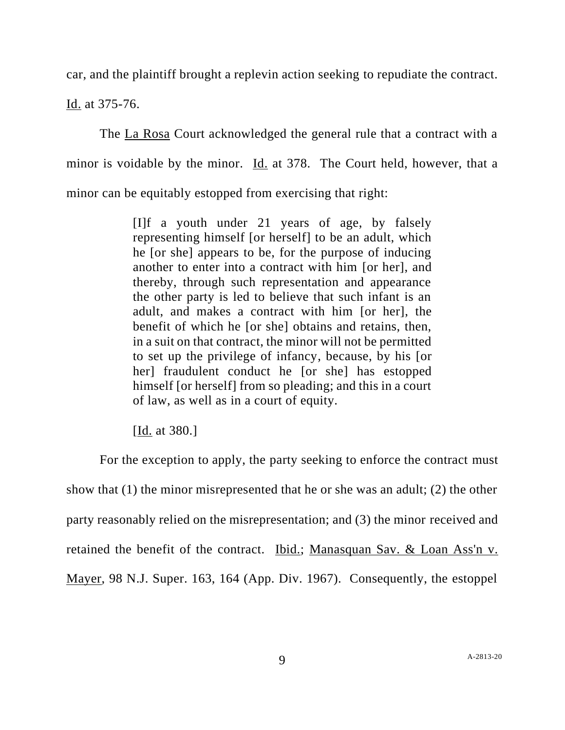car, and the plaintiff brought a replevin action seeking to repudiate the contract. Id. at 375-76.

The La Rosa Court acknowledged the general rule that a contract with a minor is voidable by the minor. Id. at 378. The Court held, however, that a minor can be equitably estopped from exercising that right:

> [I]f a youth under 21 years of age, by falsely representing himself [or herself] to be an adult, which he [or she] appears to be, for the purpose of inducing another to enter into a contract with him [or her], and thereby, through such representation and appearance the other party is led to believe that such infant is an adult, and makes a contract with him [or her], the benefit of which he [or she] obtains and retains, then, in a suit on that contract, the minor will not be permitted to set up the privilege of infancy, because, by his [or her] fraudulent conduct he [or she] has estopped himself [or herself] from so pleading; and this in a court of law, as well as in a court of equity.
>
> [Id. at 380.]

For the exception to apply, the party seeking to enforce the contract must show that (1) the minor misrepresented that he or she was an adult; (2) the other party reasonably relied on the misrepresentation; and (3) the minor received and retained the benefit of the contract. Ibid.; Manasquan Sav. & Loan Ass'n v. Mayer, 98 N.J. Super. 163, 164 (App. Div. 1967). Consequently, the estoppel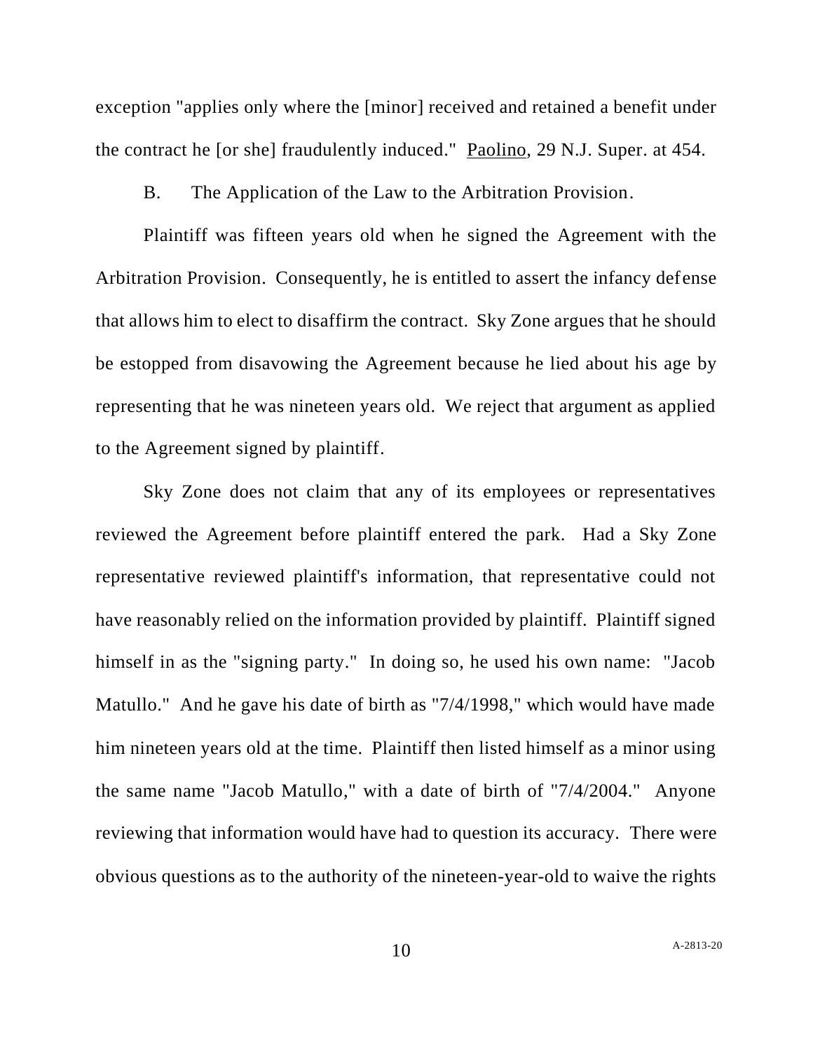exception "applies only where the [minor] received and retained a benefit under the contract he [or she] fraudulently induced." Paolino, 29 N.J. Super. at 454.

B. The Application of the Law to the Arbitration Provision.

Plaintiff was fifteen years old when he signed the Agreement with the Arbitration Provision. Consequently, he is entitled to assert the infancy defense that allows him to elect to disaffirm the contract. Sky Zone argues that he should be estopped from disavowing the Agreement because he lied about his age by representing that he was nineteen years old. We reject that argument as applied to the Agreement signed by plaintiff.

Sky Zone does not claim that any of its employees or representatives reviewed the Agreement before plaintiff entered the park. Had a Sky Zone representative reviewed plaintiff's information, that representative could not have reasonably relied on the information provided by plaintiff. Plaintiff signed himself in as the "signing party." In doing so, he used his own name: "Jacob Matullo." And he gave his date of birth as "7/4/1998," which would have made him nineteen years old at the time. Plaintiff then listed himself as a minor using the same name "Jacob Matullo," with a date of birth of "7/4/2004." Anyone reviewing that information would have had to question its accuracy. There were obvious questions as to the authority of the nineteen-year-old to waive the rights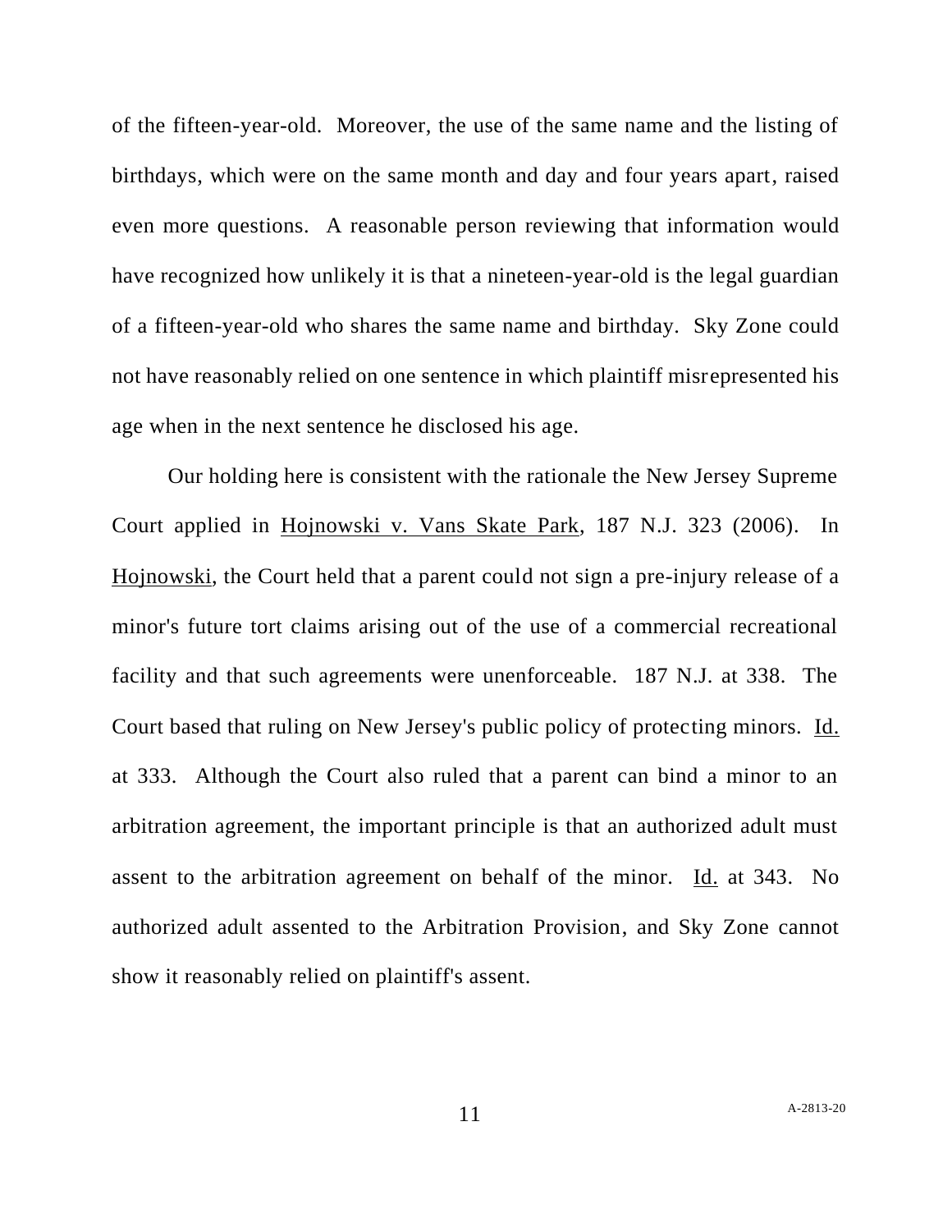of the fifteen-year-old. Moreover, the use of the same name and the listing of birthdays, which were on the same month and day and four years apart, raised even more questions. A reasonable person reviewing that information would have recognized how unlikely it is that a nineteen-year-old is the legal guardian of a fifteen-year-old who shares the same name and birthday. Sky Zone could not have reasonably relied on one sentence in which plaintiff misrepresented his age when in the next sentence he disclosed his age.

Our holding here is consistent with the rationale the New Jersey Supreme Court applied in Hojnowski v. Vans Skate Park, 187 N.J. 323 (2006). In Hojnowski, the Court held that a parent could not sign a pre-injury release of a minor's future tort claims arising out of the use of a commercial recreational facility and that such agreements were unenforceable. 187 N.J. at 338. The Court based that ruling on New Jersey's public policy of protecting minors. Id. at 333. Although the Court also ruled that a parent can bind a minor to an arbitration agreement, the important principle is that an authorized adult must assent to the arbitration agreement on behalf of the minor. Id. at 343. No authorized adult assented to the Arbitration Provision, and Sky Zone cannot show it reasonably relied on plaintiff's assent.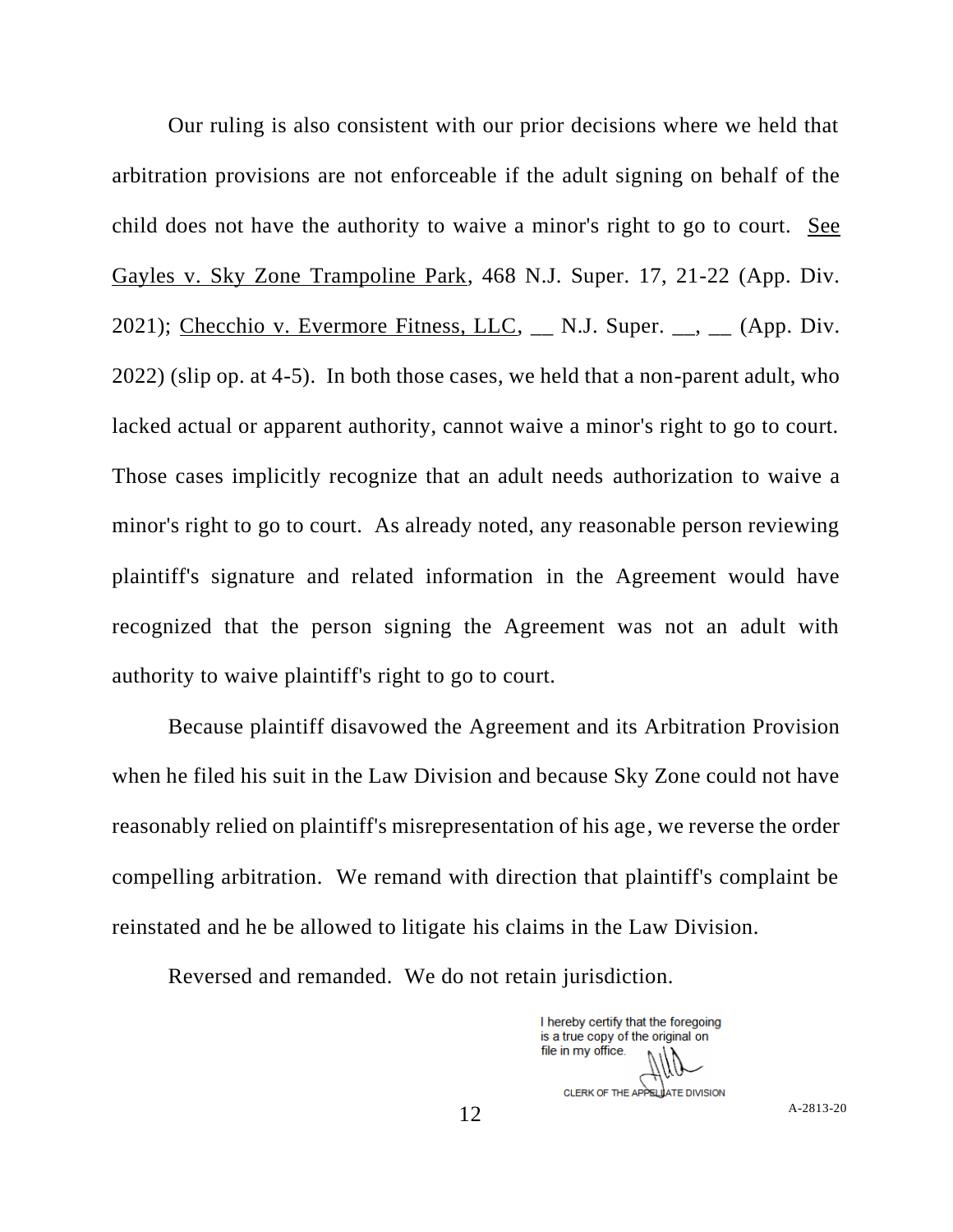Our ruling is also consistent with our prior decisions where we held that arbitration provisions are not enforceable if the adult signing on behalf of the child does not have the authority to waive a minor's right to go to court. See Gayles v. Sky Zone Trampoline Park, 468 N.J. Super. 17, 21-22 (App. Div. 2021); Checchio v. Evermore Fitness, LLC, __ N.J. Super. __, __ (App. Div. 2022) (slip op. at 4-5). In both those cases, we held that a non-parent adult, who lacked actual or apparent authority, cannot waive a minor's right to go to court. Those cases implicitly recognize that an adult needs authorization to waive a minor's right to go to court. As already noted, any reasonable person reviewing plaintiff's signature and related information in the Agreement would have recognized that the person signing the Agreement was not an adult with authority to waive plaintiff's right to go to court.

Because plaintiff disavowed the Agreement and its Arbitration Provision when he filed his suit in the Law Division and because Sky Zone could not have reasonably relied on plaintiff's misrepresentation of his age, we reverse the order compelling arbitration. We remand with direction that plaintiff's complaint be reinstated and he be allowed to litigate his claims in the Law Division.

Reversed and remanded. We do not retain jurisdiction.

I hereby certify that the foregoing is a true copy of the original on file in my office.

CLERK OF THE APPELLATE DIVISION

A-2813-20